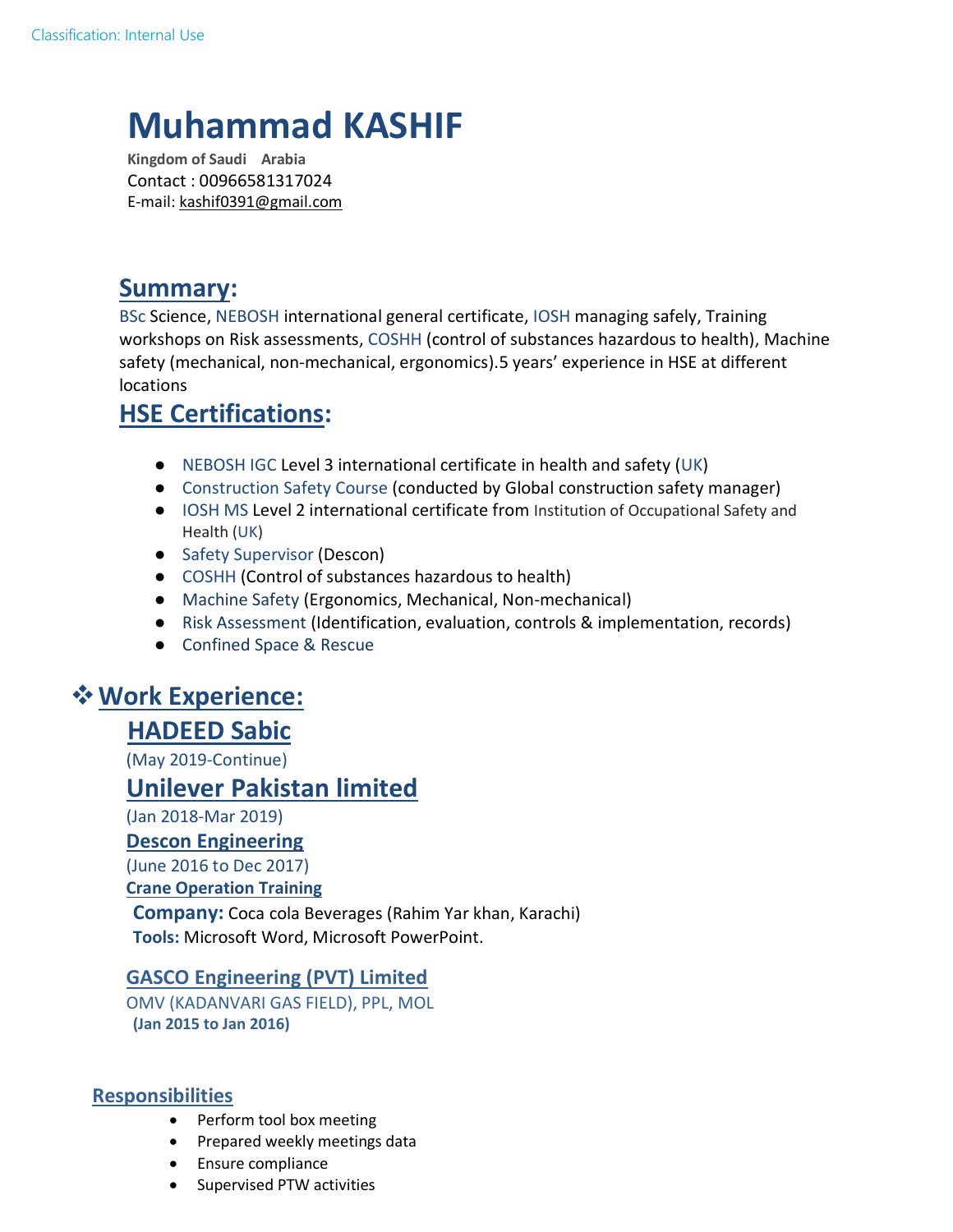# Muhammad KASHIF

**Kingdom of Saudi Arabia**
Contact : 00966581317024
E-mail: kashif0391@gmail.com

## Summary:

BSc Science, NEBOSH international general certificate, IOSH managing safely, Training workshops on Risk assessments, COSHH (control of substances hazardous to health), Machine safety (mechanical, non-mechanical, ergonomics).5 years' experience in HSE at different locations

## HSE Certifications:

- NEBOSH IGC Level 3 international certificate in health and safety (UK)
- Construction Safety Course (conducted by Global construction safety manager)
- IOSH MS Level 2 international certificate from Institution of Occupational Safety and Health (UK)
- Safety Supervisor (Descon)
- COSHH (Control of substances hazardous to health)
- Machine Safety (Ergonomics, Mechanical, Non-mechanical)
- Risk Assessment (Identification, evaluation, controls & implementation, records)
- Confined Space & Rescue

## ❖ Work Experience:

### HADEED Sabic

(May 2019-Continue)

### Unilever Pakistan limited

(Jan 2018-Mar 2019)

### Descon Engineering

(June 2016 to Dec 2017)

#### Crane Operation Training

**Company:** Coca cola Beverages (Rahim Yar khan, Karachi)
**Tools:** Microsoft Word, Microsoft PowerPoint.

### GASCO Engineering (PVT) Limited

OMV (KADANVARI GAS FIELD), PPL, MOL
**(Jan 2015 to Jan 2016)**

### Responsibilities

- Perform tool box meeting
- Prepared weekly meetings data
- Ensure compliance
- Supervised PTW activities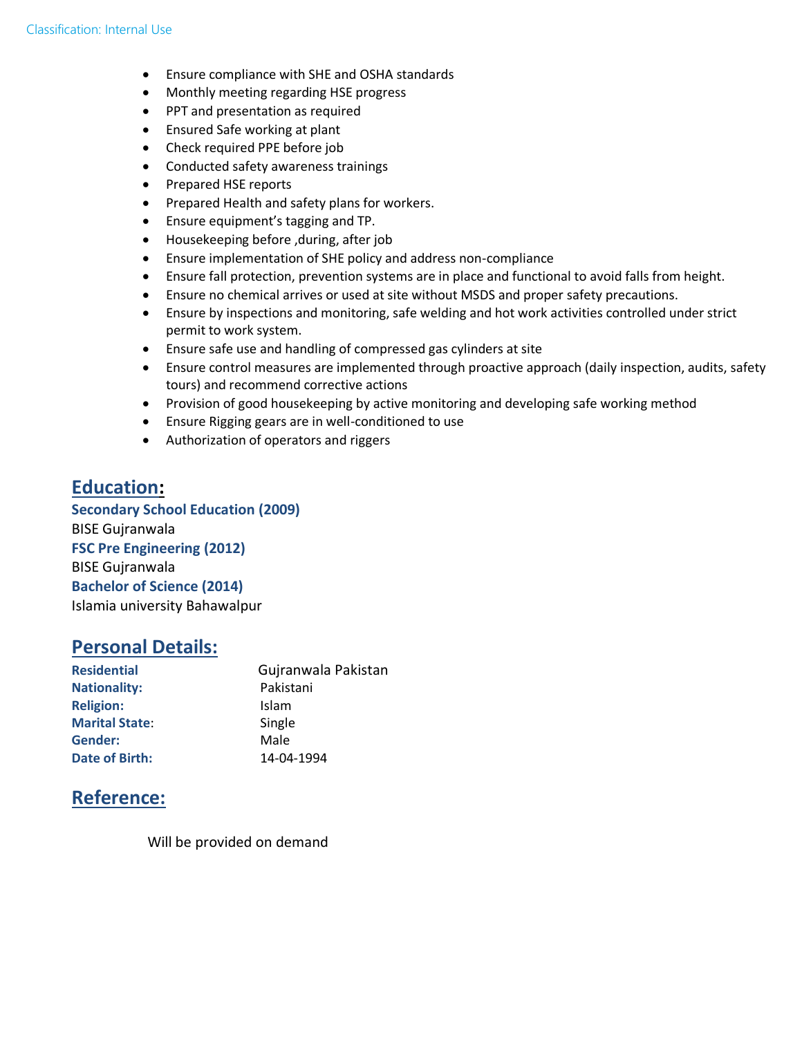- Ensure compliance with SHE and OSHA standards
- Monthly meeting regarding HSE progress
- PPT and presentation as required
- Ensured Safe working at plant
- Check required PPE before job
- Conducted safety awareness trainings
- Prepared HSE reports
- Prepared Health and safety plans for workers.
- Ensure equipment's tagging and TP.
- Housekeeping before ,during, after job
- Ensure implementation of SHE policy and address non-compliance
- Ensure fall protection, prevention systems are in place and functional to avoid falls from height.
- Ensure no chemical arrives or used at site without MSDS and proper safety precautions.
- Ensure by inspections and monitoring, safe welding and hot work activities controlled under strict permit to work system.
- Ensure safe use and handling of compressed gas cylinders at site
- Ensure control measures are implemented through proactive approach (daily inspection, audits, safety tours) and recommend corrective actions
- Provision of good housekeeping by active monitoring and developing safe working method
- Ensure Rigging gears are in well-conditioned to use
- Authorization of operators and riggers

## Education:

**Secondary School Education (2009)**
BISE Gujranwala

**FSC Pre Engineering (2012)**
BISE Gujranwala

**Bachelor of Science (2014)**
Islamia university Bahawalpur

## Personal Details:

| | |
|---|---|
| **Residential** | Gujranwala Pakistan |
| **Nationality:** | Pakistani |
| **Religion:** | Islam |
| **Marital State**: | Single |
| **Gender:** | Male |
| **Date of Birth:** | 14-04-1994 |

## Reference:

Will be provided on demand